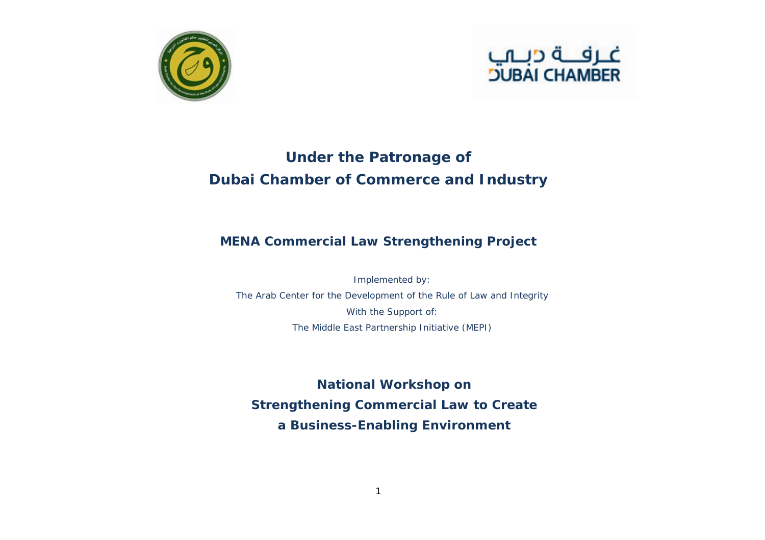## Under the Patronage of
## Dubai Chamber of Commerce and Industry

### MENA Commercial Law Strengthening Project

*Implemented by:*

*The Arab Center for the Development of the Rule of Law and Integrity*

*With the Support of:*

*The Middle East Partnership Initiative (MEPI)*

## National Workshop on
## Strengthening Commercial Law to Create
## a Business-Enabling Environment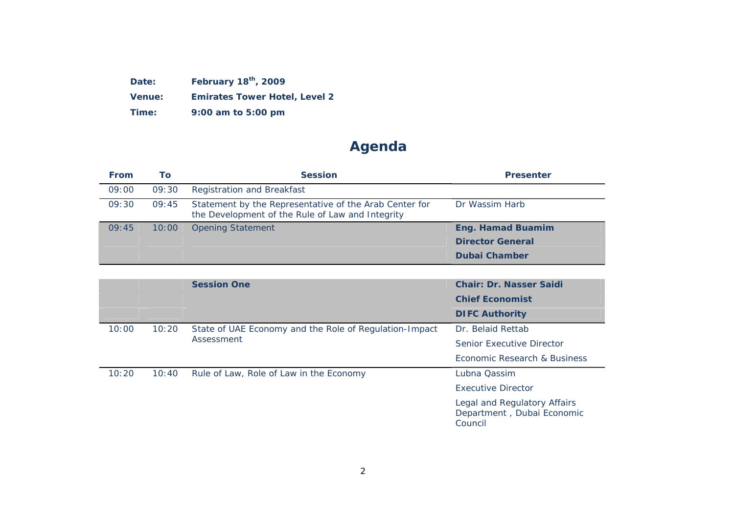**Date:** **February 18th, 2009**

**Venue:** **Emirates Tower Hotel, Level 2**

**Time:** **9:00 am to 5:00 pm**

# Agenda

| From | To | Session | Presenter |
|---|---|---|---|
| 09:00 | 09:30 | Registration and Breakfast | |
| 09:30 | 09:45 | Statement by the Representative of the Arab Center for the Development of the Rule of Law and Integrity | Dr Wassim Harb |
| 09:45 | 10:00 | Opening Statement | **Eng. Hamad Buamim**<br>**Director General**<br>**Dubai Chamber** |
| | | **Session One** | **Chair: Dr. Nasser Saidi**<br>**Chief Economist**<br>**DIFC Authority** |
| 10:00 | 10:20 | State of UAE Economy and the Role of Regulation-Impact Assessment | Dr. Belaid Rettab<br>Senior Executive Director<br>Economic Research & Business |
| 10:20 | 10:40 | Rule of Law, Role of Law in the Economy | Lubna Qassim<br>Executive Director<br>Legal and Regulatory Affairs Department , Dubai Economic Council |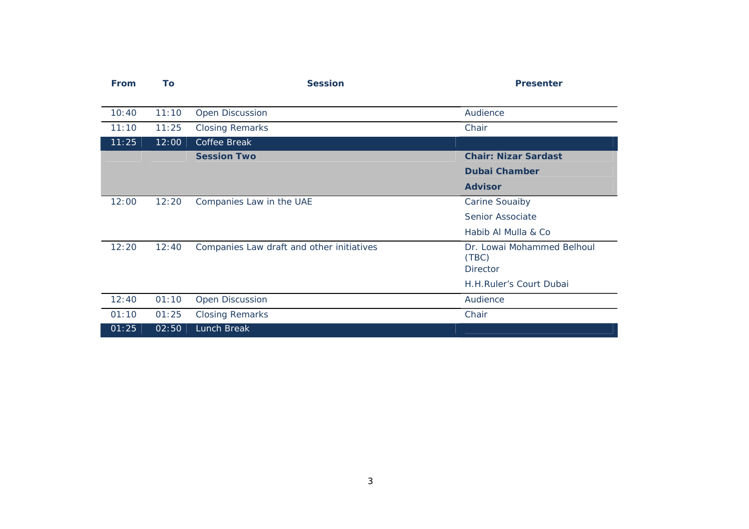| From | To | Session | Presenter |
|---|---|---|---|
| 10:40 | 11:10 | Open Discussion | Audience |
| 11:10 | 11:25 | Closing Remarks | Chair |
| 11:25 | 12:00 | Coffee Break | |
| | | **Session Two** | **Chair: Nizar Sardast**<br>**Dubai Chamber**<br>**Advisor** |
| 12:00 | 12:20 | Companies Law in the UAE | Carine Souaiby<br>Senior Associate<br>Habib Al Mulla & Co |
| 12:20 | 12:40 | Companies Law draft and other initiatives | Dr. Lowai Mohammed Belhoul (TBC)<br>Director<br>H.H.Ruler's Court Dubai |
| 12:40 | 01:10 | Open Discussion | Audience |
| 01:10 | 01:25 | Closing Remarks | Chair |
| 01:25 | 02:50 | Lunch Break | |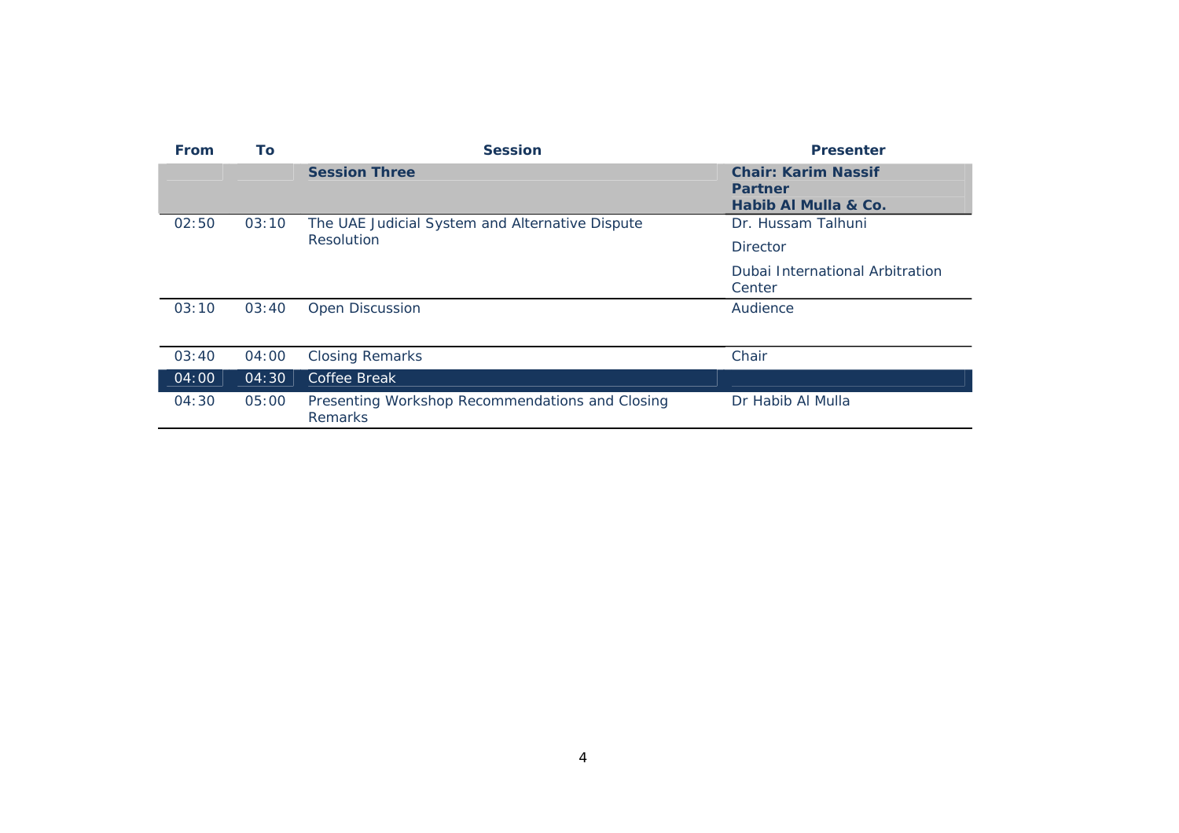| From | To | Session | Presenter |
|---|---|---|---|
| | | **Session Three** | **Chair: Karim Nassif**<br>**Partner**<br>**Habib Al Mulla & Co.** |
| 02:50 | 03:10 | The UAE Judicial System and Alternative Dispute Resolution | Dr. Hussam Talhuni<br>Director<br>Dubai International Arbitration Center |
| 03:10 | 03:40 | Open Discussion | Audience |
| 03:40 | 04:00 | Closing Remarks | Chair |
| 04:00 | 04:30 | Coffee Break | |
| 04:30 | 05:00 | Presenting Workshop Recommendations and Closing Remarks | Dr Habib Al Mulla |